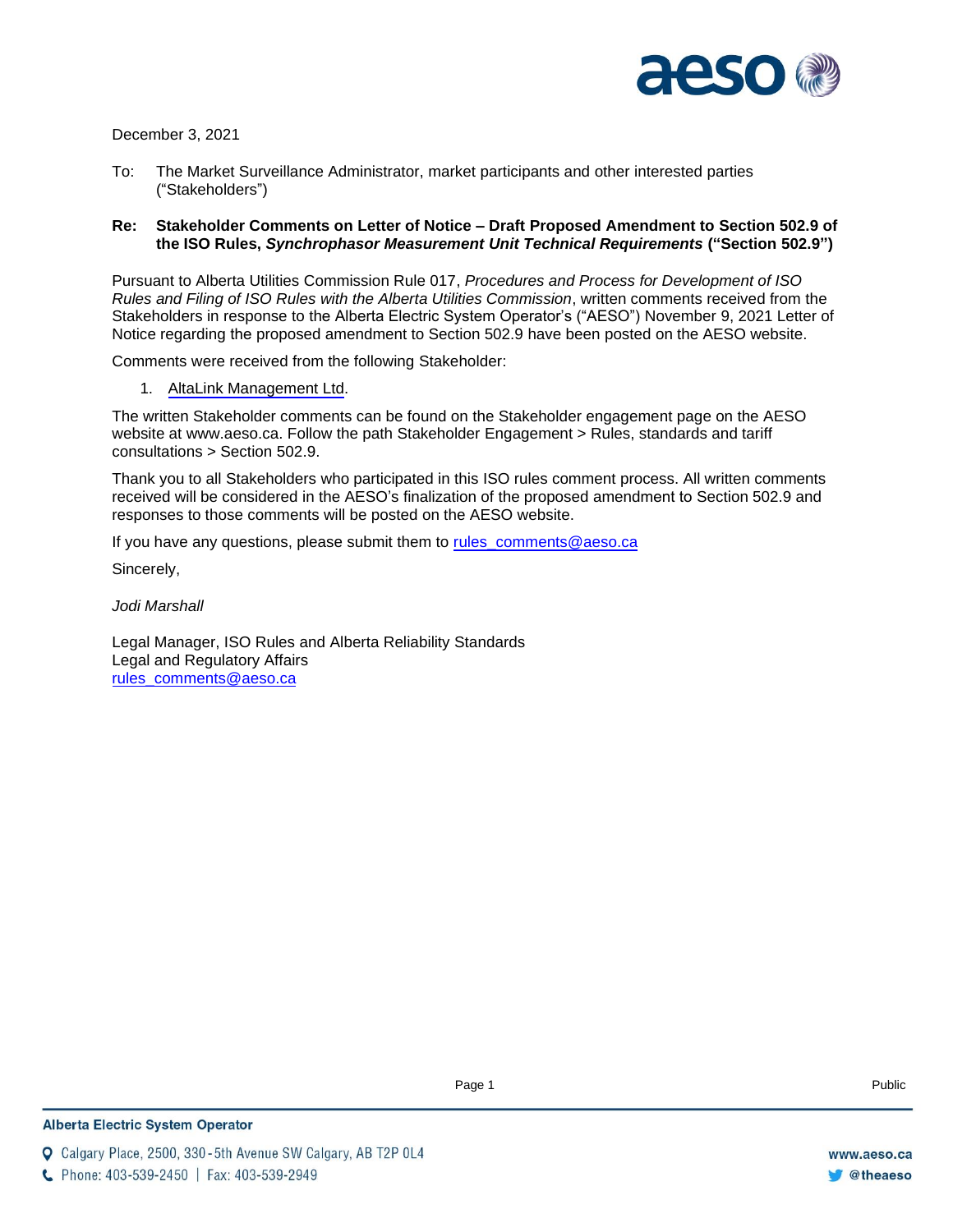December 3, 2021

To: The Market Surveillance Administrator, market participants and other interested parties ("Stakeholders")

**Re: Stakeholder Comments on Letter of Notice – Draft Proposed Amendment to Section 502.9 of the ISO Rules, *Synchrophasor Measurement Unit Technical Requirements* ("Section 502.9")**

Pursuant to Alberta Utilities Commission Rule 017, *Procedures and Process for Development of ISO Rules and Filing of ISO Rules with the Alberta Utilities Commission*, written comments received from the Stakeholders in response to the Alberta Electric System Operator's ("AESO") November 9, 2021 Letter of Notice regarding the proposed amendment to Section 502.9 have been posted on the AESO website.

Comments were received from the following Stakeholder:

1. AltaLink Management Ltd.

The written Stakeholder comments can be found on the Stakeholder engagement page on the AESO website at www.aeso.ca. Follow the path Stakeholder Engagement > Rules, standards and tariff consultations > Section 502.9.

Thank you to all Stakeholders who participated in this ISO rules comment process. All written comments received will be considered in the AESO's finalization of the proposed amendment to Section 502.9 and responses to those comments will be posted on the AESO website.

If you have any questions, please submit them to rules_comments@aeso.ca

Sincerely,

*Jodi Marshall*

Legal Manager, ISO Rules and Alberta Reliability Standards
Legal and Regulatory Affairs
rules_comments@aeso.ca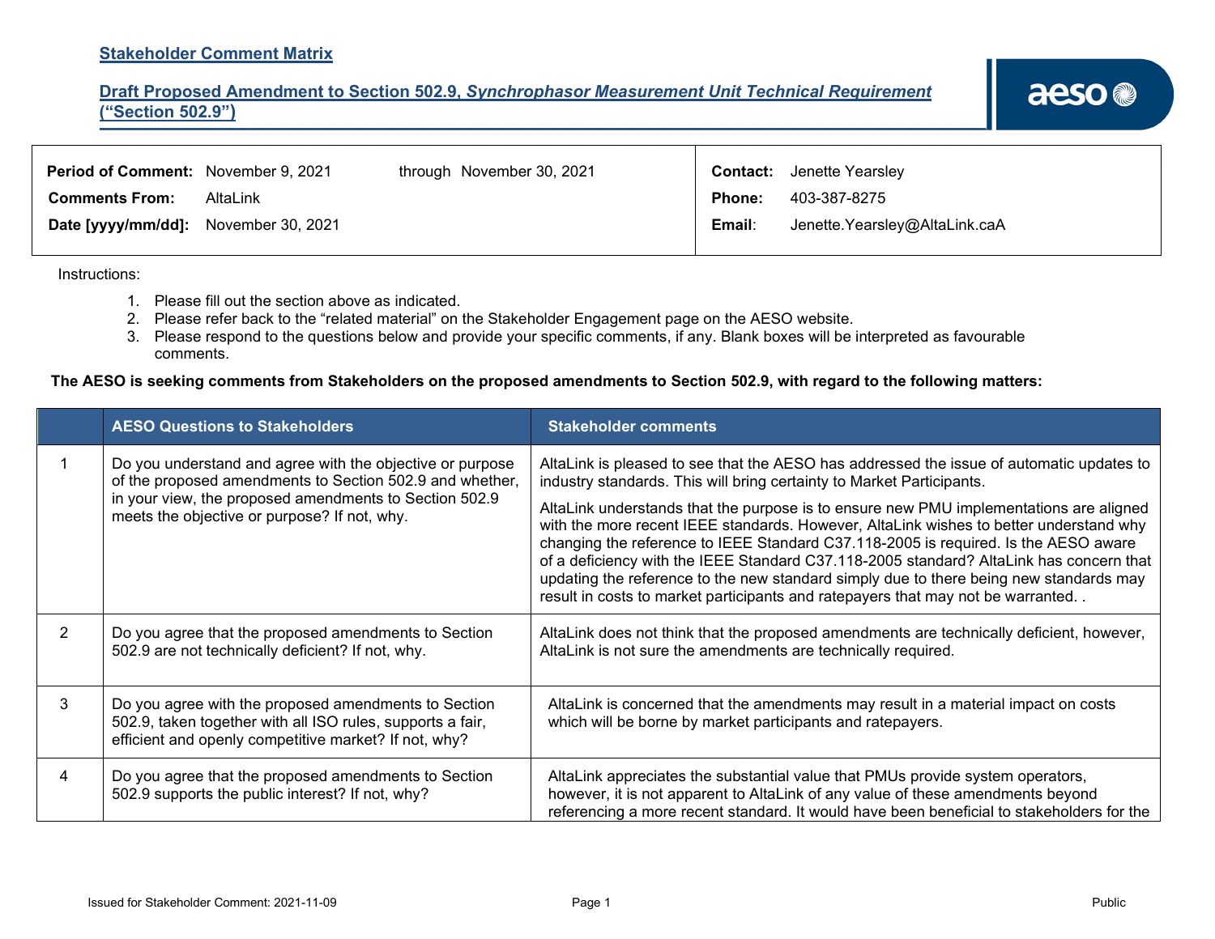**Stakeholder Comment Matrix**

**Draft Proposed Amendment to Section 502.9, *Synchrophasor Measurement Unit Technical Requirement* ("Section 502.9")**

| | | | |
|---|---|---|---|
| **Period of Comment:** November 9, 2021 | through November 30, 2021 | **Contact:** | Jenette Yearsley |
| **Comments From:** | AltaLink | **Phone:** | 403-387-8275 |
| **Date [yyyy/mm/dd]:** | November 30, 2021 | **Email:** | Jenette.Yearsley@AltaLink.caA |

Instructions:

1. Please fill out the section above as indicated.
2. Please refer back to the "related material" on the Stakeholder Engagement page on the AESO website.
3. Please respond to the questions below and provide your specific comments, if any. Blank boxes will be interpreted as favourable comments.

**The AESO is seeking comments from Stakeholders on the proposed amendments to Section 502.9, with regard to the following matters:**

| | AESO Questions to Stakeholders | Stakeholder comments |
|---|---|---|
| 1 | Do you understand and agree with the objective or purpose of the proposed amendments to Section 502.9 and whether, in your view, the proposed amendments to Section 502.9 meets the objective or purpose? If not, why. | AltaLink is pleased to see that the AESO has addressed the issue of automatic updates to industry standards. This will bring certainty to Market Participants.<br><br>AltaLink understands that the purpose is to ensure new PMU implementations are aligned with the more recent IEEE standards. However, AltaLink wishes to better understand why changing the reference to IEEE Standard C37.118-2005 is required. Is the AESO aware of a deficiency with the IEEE Standard C37.118-2005 standard? AltaLink has concern that updating the reference to the new standard simply due to there being new standards may result in costs to market participants and ratepayers that may not be warranted. . |
| 2 | Do you agree that the proposed amendments to Section 502.9 are not technically deficient? If not, why. | AltaLink does not think that the proposed amendments are technically deficient, however, AltaLink is not sure the amendments are technically required. |
| 3 | Do you agree with the proposed amendments to Section 502.9, taken together with all ISO rules, supports a fair, efficient and openly competitive market? If not, why? | AltaLink is concerned that the amendments may result in a material impact on costs which will be borne by market participants and ratepayers. |
| 4 | Do you agree that the proposed amendments to Section 502.9 supports the public interest? If not, why? | AltaLink appreciates the substantial value that PMUs provide system operators, however, it is not apparent to AltaLink of any value of these amendments beyond referencing a more recent standard. It would have been beneficial to stakeholders for the |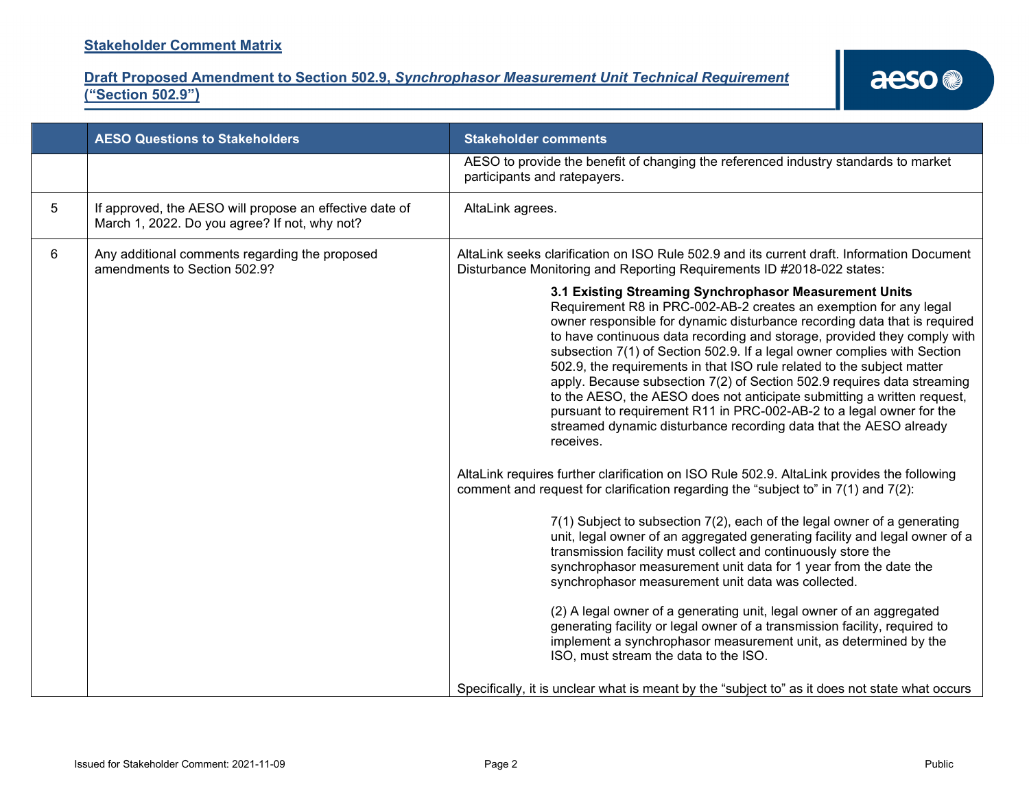**Stakeholder Comment Matrix**

**Draft Proposed Amendment to Section 502.9, *Synchrophasor Measurement Unit Technical Requirement* ("Section 502.9")**

| | AESO Questions to Stakeholders | Stakeholder comments |
|---|---|---|
| | | AESO to provide the benefit of changing the referenced industry standards to market participants and ratepayers. |
| 5 | If approved, the AESO will propose an effective date of March 1, 2022. Do you agree? If not, why not? | AltaLink agrees. |
| 6 | Any additional comments regarding the proposed amendments to Section 502.9? | AltaLink seeks clarification on ISO Rule 502.9 and its current draft. Information Document Disturbance Monitoring and Reporting Requirements ID #2018-022 states:<br><br>**3.1 Existing Streaming Synchrophasor Measurement Units**<br>Requirement R8 in PRC-002-AB-2 creates an exemption for any legal owner responsible for dynamic disturbance recording data that is required to have continuous data recording and storage, provided they comply with subsection 7(1) of Section 502.9. If a legal owner complies with Section 502.9, the requirements in that ISO rule related to the subject matter apply. Because subsection 7(2) of Section 502.9 requires data streaming to the AESO, the AESO does not anticipate submitting a written request, pursuant to requirement R11 in PRC-002-AB-2 to a legal owner for the streamed dynamic disturbance recording data that the AESO already receives.<br><br>AltaLink requires further clarification on ISO Rule 502.9. AltaLink provides the following comment and request for clarification regarding the "subject to" in 7(1) and 7(2):<br><br>7(1) Subject to subsection 7(2), each of the legal owner of a generating unit, legal owner of an aggregated generating facility and legal owner of a transmission facility must collect and continuously store the synchrophasor measurement unit data for 1 year from the date the synchrophasor measurement unit data was collected.<br><br>(2) A legal owner of a generating unit, legal owner of an aggregated generating facility or legal owner of a transmission facility, required to implement a synchrophasor measurement unit, as determined by the ISO, must stream the data to the ISO.<br><br>Specifically, it is unclear what is meant by the "subject to" as it does not state what occurs |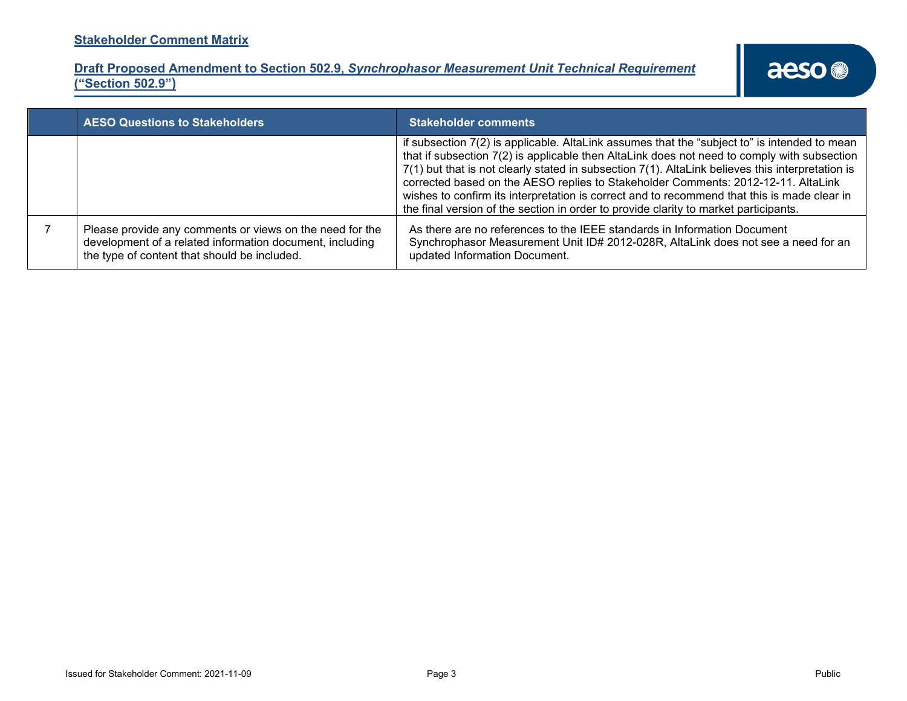| | AESO Questions to Stakeholders | Stakeholder comments |
|---|---|---|
| | | if subsection 7(2) is applicable. AltaLink assumes that the “subject to” is intended to mean that if subsection 7(2) is applicable then AltaLink does not need to comply with subsection 7(1) but that is not clearly stated in subsection 7(1). AltaLink believes this interpretation is corrected based on the AESO replies to Stakeholder Comments: 2012-12-11. AltaLink wishes to confirm its interpretation is correct and to recommend that this is made clear in the final version of the section in order to provide clarity to market participants. |
| 7 | Please provide any comments or views on the need for the development of a related information document, including the type of content that should be included. | As there are no references to the IEEE standards in Information Document Synchrophasor Measurement Unit ID# 2012-028R, AltaLink does not see a need for an updated Information Document. |